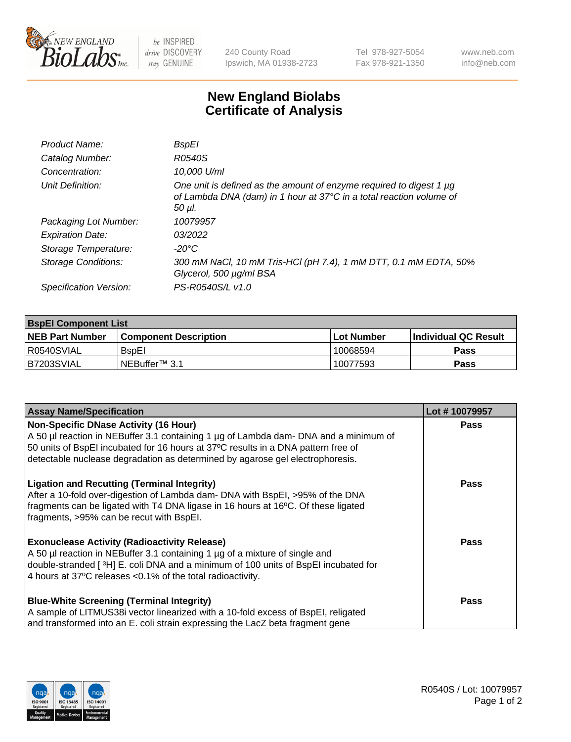# New England Biolabs Certificate of Analysis

| | |
|---|---|
| *Product Name:* | *BspEI* |
| *Catalog Number:* | *R0540S* |
| *Concentration:* | *10,000 U/ml* |
| *Unit Definition:* | *One unit is defined as the amount of enzyme required to digest 1 µg of Lambda DNA (dam) in 1 hour at 37°C in a total reaction volume of 50 µl.* |
| *Packaging Lot Number:* | *10079957* |
| *Expiration Date:* | *03/2022* |
| *Storage Temperature:* | *-20°C* |
| *Storage Conditions:* | *300 mM NaCl, 10 mM Tris-HCl (pH 7.4), 1 mM DTT, 0.1 mM EDTA, 50% Glycerol, 500 µg/ml BSA* |
| *Specification Version:* | *PS-R0540S/L v1.0* |

| **BspEI Component List** | | | |
|---|---|---|---|
| **NEB Part Number** | **Component Description** | **Lot Number** | **Individual QC Result** |
| R0540SVIAL | BspEI | 10068594 | **Pass** |
| B7203SVIAL | NEBuffer™ 3.1 | 10077593 | **Pass** |

| **Assay Name/Specification** | **Lot # 10079957** |
|---|---|
| **Non-Specific DNase Activity (16 Hour)**<br>A 50 µl reaction in NEBuffer 3.1 containing 1 µg of Lambda dam- DNA and a minimum of 50 units of BspEI incubated for 16 hours at 37ºC results in a DNA pattern free of detectable nuclease degradation as determined by agarose gel electrophoresis. | **Pass** |
| **Ligation and Recutting (Terminal Integrity)**<br>After a 10-fold over-digestion of Lambda dam- DNA with BspEI, >95% of the DNA fragments can be ligated with T4 DNA ligase in 16 hours at 16ºC. Of these ligated fragments, >95% can be recut with BspEI. | **Pass** |
| **Exonuclease Activity (Radioactivity Release)**<br>A 50 µl reaction in NEBuffer 3.1 containing 1 µg of a mixture of single and double-stranded [ $^3$H] E. coli DNA and a minimum of 100 units of BspEI incubated for 4 hours at 37ºC releases <0.1% of the total radioactivity. | **Pass** |
| **Blue-White Screening (Terminal Integrity)**<br>A sample of LITMUS38i vector linearized with a 10-fold excess of BspEI, religated and transformed into an E. coli strain expressing the LacZ beta fragment gene | **Pass** |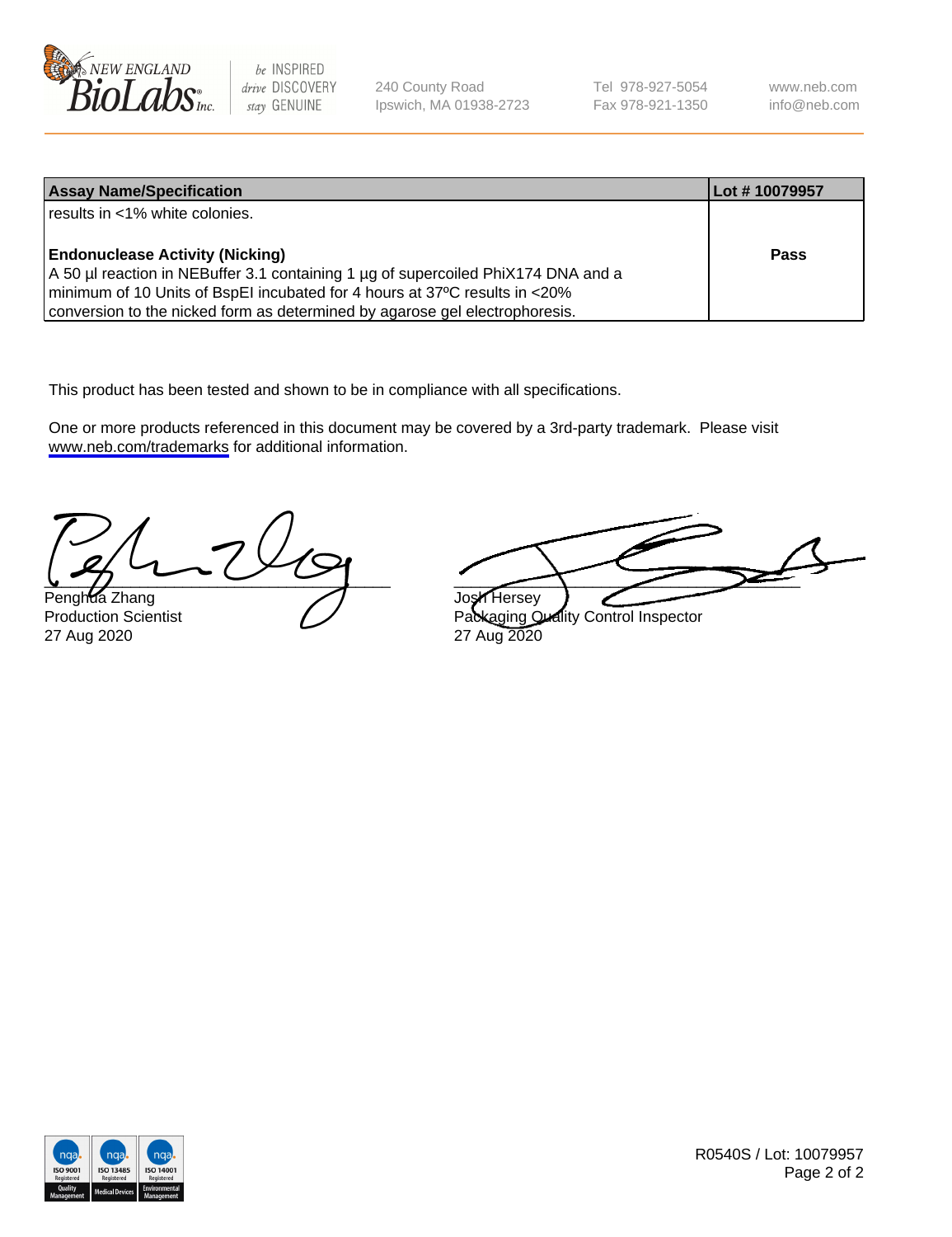| Assay Name/Specification | Lot # 10079957 |
| --- | --- |
| results in <1% white colonies. | |
| **Endonuclease Activity (Nicking)**<br>A 50 µl reaction in NEBuffer 3.1 containing 1 µg of supercoiled PhiX174 DNA and a minimum of 10 Units of BspEI incubated for 4 hours at 37ºC results in <20% conversion to the nicked form as determined by agarose gel electrophoresis. | **Pass** |

This product has been tested and shown to be in compliance with all specifications.

One or more products referenced in this document may be covered by a 3rd-party trademark. Please visit www.neb.com/trademarks for additional information.

Penghua Zhang
Production Scientist
27 Aug 2020

Josh Hersey
Packaging Quality Control Inspector
27 Aug 2020

R0540S / Lot: 10079957